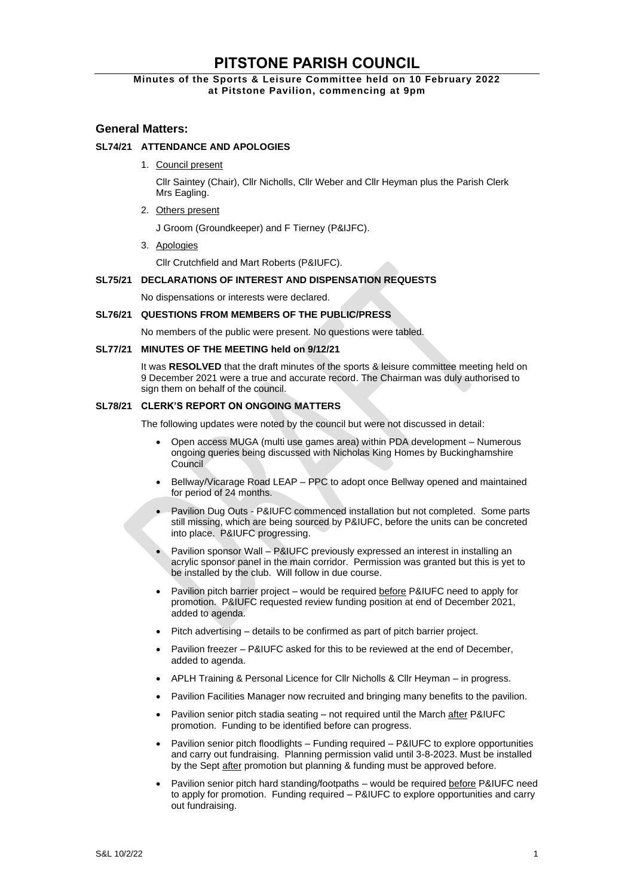# PITSTONE PARISH COUNCIL

**Minutes of the Sports & Leisure Committee held on 10 February 2022 at Pitstone Pavilion, commencing at 9pm**

## General Matters:

### SL74/21 ATTENDANCE AND APOLOGIES

1. Council present

   Cllr Saintey (Chair), Cllr Nicholls, Cllr Weber and Cllr Heyman plus the Parish Clerk Mrs Eagling.

2. Others present

   J Groom (Groundkeeper) and F Tierney (P&IJFC).

3. Apologies

   Cllr Crutchfield and Mart Roberts (P&IUFC).

### SL75/21 DECLARATIONS OF INTEREST AND DISPENSATION REQUESTS

No dispensations or interests were declared.

### SL76/21 QUESTIONS FROM MEMBERS OF THE PUBLIC/PRESS

No members of the public were present. No questions were tabled.

### SL77/21 MINUTES OF THE MEETING held on 9/12/21

It was **RESOLVED** that the draft minutes of the sports & leisure committee meeting held on 9 December 2021 were a true and accurate record. The Chairman was duly authorised to sign them on behalf of the council.

### SL78/21 CLERK'S REPORT ON ONGOING MATTERS

The following updates were noted by the council but were not discussed in detail:

- Open access MUGA (multi use games area) within PDA development – Numerous ongoing queries being discussed with Nicholas King Homes by Buckinghamshire Council
- Bellway/Vicarage Road LEAP – PPC to adopt once Bellway opened and maintained for period of 24 months.
- Pavilion Dug Outs - P&IUFC commenced installation but not completed. Some parts still missing, which are being sourced by P&IUFC, before the units can be concreted into place. P&IUFC progressing.
- Pavilion sponsor Wall – P&IUFC previously expressed an interest in installing an acrylic sponsor panel in the main corridor. Permission was granted but this is yet to be installed by the club. Will follow in due course.
- Pavilion pitch barrier project – would be required before P&IUFC need to apply for promotion. P&IUFC requested review funding position at end of December 2021, added to agenda.
- Pitch advertising – details to be confirmed as part of pitch barrier project.
- Pavilion freezer – P&IUFC asked for this to be reviewed at the end of December, added to agenda.
- APLH Training & Personal Licence for Cllr Nicholls & Cllr Heyman – in progress.
- Pavilion Facilities Manager now recruited and bringing many benefits to the pavilion.
- Pavilion senior pitch stadia seating – not required until the March after P&IUFC promotion. Funding to be identified before can progress.
- Pavilion senior pitch floodlights – Funding required – P&IUFC to explore opportunities and carry out fundraising. Planning permission valid until 3-8-2023. Must be installed by the Sept after promotion but planning & funding must be approved before.
- Pavilion senior pitch hard standing/footpaths – would be required before P&IUFC need to apply for promotion. Funding required – P&IUFC to explore opportunities and carry out fundraising.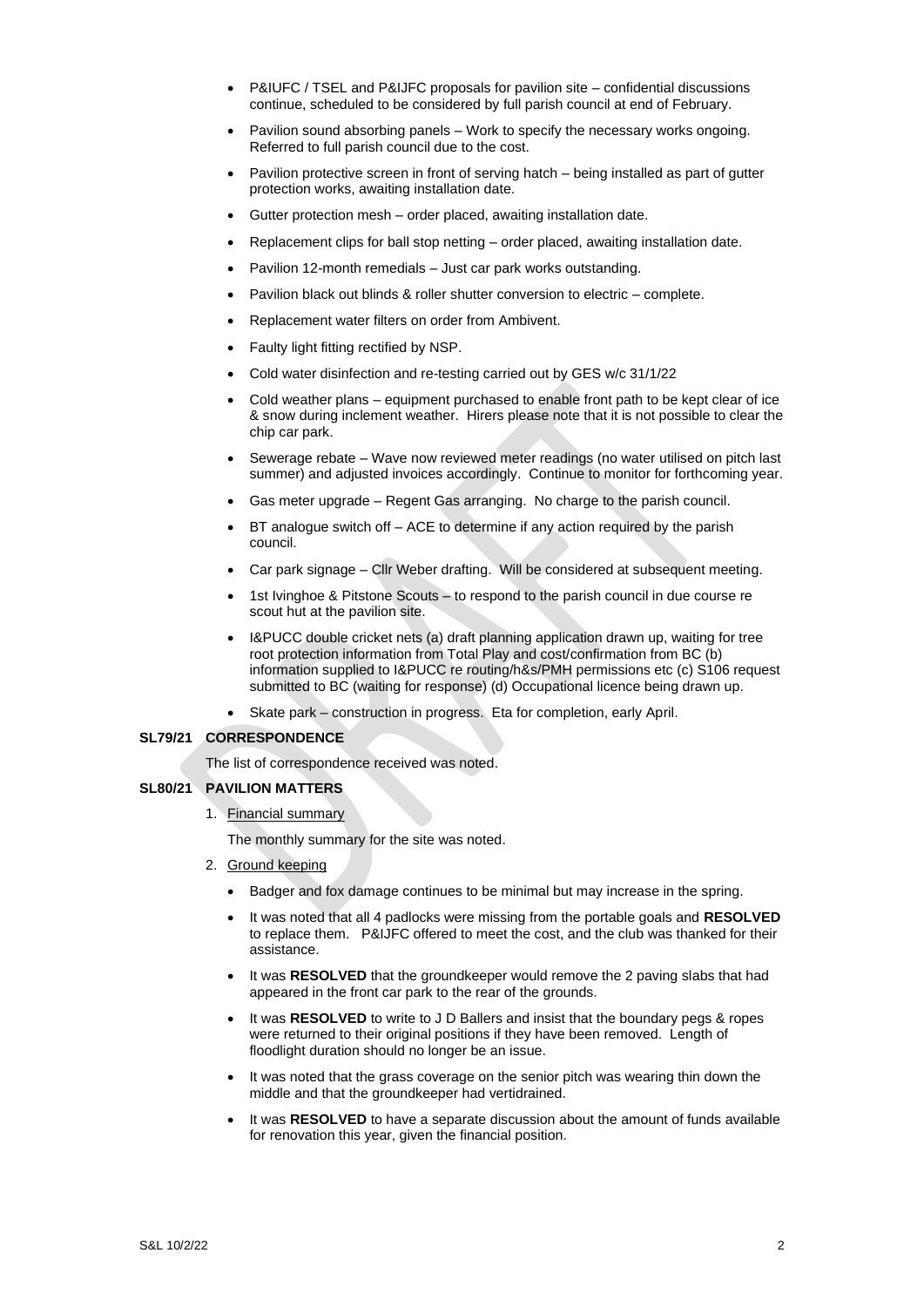- P&IUFC / TSEL and P&IJFC proposals for pavilion site – confidential discussions continue, scheduled to be considered by full parish council at end of February.
- Pavilion sound absorbing panels – Work to specify the necessary works ongoing. Referred to full parish council due to the cost.
- Pavilion protective screen in front of serving hatch – being installed as part of gutter protection works, awaiting installation date.
- Gutter protection mesh – order placed, awaiting installation date.
- Replacement clips for ball stop netting – order placed, awaiting installation date.
- Pavilion 12-month remedials – Just car park works outstanding.
- Pavilion black out blinds & roller shutter conversion to electric – complete.
- Replacement water filters on order from Ambivent.
- Faulty light fitting rectified by NSP.
- Cold water disinfection and re-testing carried out by GES w/c 31/1/22
- Cold weather plans – equipment purchased to enable front path to be kept clear of ice & snow during inclement weather. Hirers please note that it is not possible to clear the chip car park.
- Sewerage rebate – Wave now reviewed meter readings (no water utilised on pitch last summer) and adjusted invoices accordingly. Continue to monitor for forthcoming year.
- Gas meter upgrade – Regent Gas arranging. No charge to the parish council.
- BT analogue switch off – ACE to determine if any action required by the parish council.
- Car park signage – Cllr Weber drafting. Will be considered at subsequent meeting.
- 1st Ivinghoe & Pitstone Scouts – to respond to the parish council in due course re scout hut at the pavilion site.
- I&PUCC double cricket nets (a) draft planning application drawn up, waiting for tree root protection information from Total Play and cost/confirmation from BC (b) information supplied to I&PUCC re routing/h&s/PMH permissions etc (c) S106 request submitted to BC (waiting for response) (d) Occupational licence being drawn up.
- Skate park – construction in progress. Eta for completion, early April.

**SL79/21 CORRESPONDENCE**

The list of correspondence received was noted.

**SL80/21 PAVILION MATTERS**

1. Financial summary

   The monthly summary for the site was noted.

2. Ground keeping

   - Badger and fox damage continues to be minimal but may increase in the spring.
   - It was noted that all 4 padlocks were missing from the portable goals and **RESOLVED** to replace them. P&IJFC offered to meet the cost, and the club was thanked for their assistance.
   - It was **RESOLVED** that the groundkeeper would remove the 2 paving slabs that had appeared in the front car park to the rear of the grounds.
   - It was **RESOLVED** to write to J D Ballers and insist that the boundary pegs & ropes were returned to their original positions if they have been removed. Length of floodlight duration should no longer be an issue.
   - It was noted that the grass coverage on the senior pitch was wearing thin down the middle and that the groundkeeper had vertidrained.
   - It was **RESOLVED** to have a separate discussion about the amount of funds available for renovation this year, given the financial position.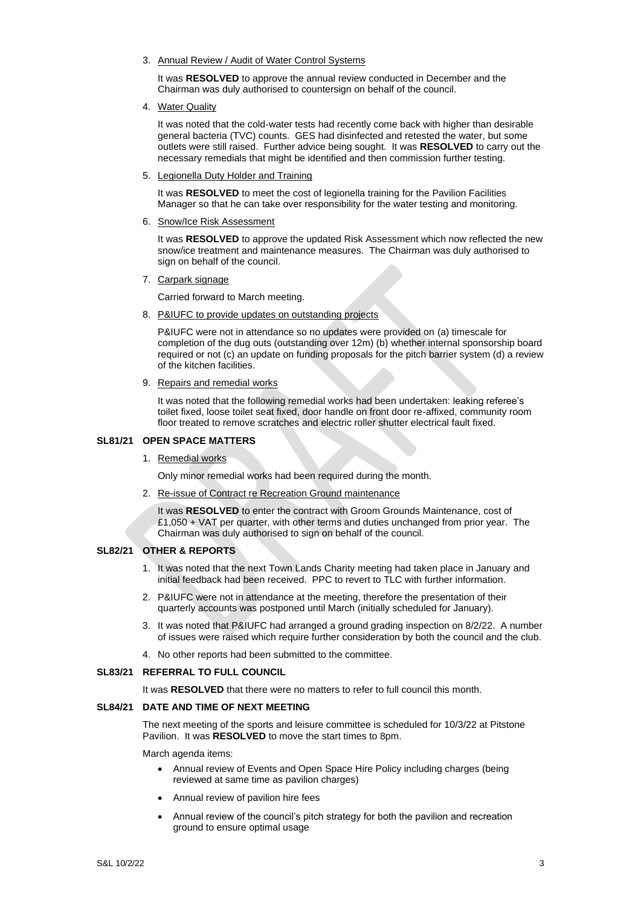3. Annual Review / Audit of Water Control Systems

   It was **RESOLVED** to approve the annual review conducted in December and the Chairman was duly authorised to countersign on behalf of the council.

4. Water Quality

   It was noted that the cold-water tests had recently come back with higher than desirable general bacteria (TVC) counts. GES had disinfected and retested the water, but some outlets were still raised. Further advice being sought. It was **RESOLVED** to carry out the necessary remedials that might be identified and then commission further testing.

5. Legionella Duty Holder and Training

   It was **RESOLVED** to meet the cost of legionella training for the Pavilion Facilities Manager so that he can take over responsibility for the water testing and monitoring.

6. Snow/Ice Risk Assessment

   It was **RESOLVED** to approve the updated Risk Assessment which now reflected the new snow/ice treatment and maintenance measures. The Chairman was duly authorised to sign on behalf of the council.

7. Carpark signage

   Carried forward to March meeting.

8. P&IUFC to provide updates on outstanding projects

   P&IUFC were not in attendance so no updates were provided on (a) timescale for completion of the dug outs (outstanding over 12m) (b) whether internal sponsorship board required or not (c) an update on funding proposals for the pitch barrier system (d) a review of the kitchen facilities.

9. Repairs and remedial works

   It was noted that the following remedial works had been undertaken: leaking referee's toilet fixed, loose toilet seat fixed, door handle on front door re-affixed, community room floor treated to remove scratches and electric roller shutter electrical fault fixed.

**SL81/21 OPEN SPACE MATTERS**

1. Remedial works

   Only minor remedial works had been required during the month.

2. Re-issue of Contract re Recreation Ground maintenance

   It was **RESOLVED** to enter the contract with Groom Grounds Maintenance, cost of £1,050 + VAT per quarter, with other terms and duties unchanged from prior year. The Chairman was duly authorised to sign on behalf of the council.

**SL82/21 OTHER & REPORTS**

1. It was noted that the next Town Lands Charity meeting had taken place in January and initial feedback had been received. PPC to revert to TLC with further information.
2. P&IUFC were not in attendance at the meeting, therefore the presentation of their quarterly accounts was postponed until March (initially scheduled for January).
3. It was noted that P&IUFC had arranged a ground grading inspection on 8/2/22. A number of issues were raised which require further consideration by both the council and the club.
4. No other reports had been submitted to the committee.

**SL83/21 REFERRAL TO FULL COUNCIL**

It was **RESOLVED** that there were no matters to refer to full council this month.

**SL84/21 DATE AND TIME OF NEXT MEETING**

The next meeting of the sports and leisure committee is scheduled for 10/3/22 at Pitstone Pavilion. It was **RESOLVED** to move the start times to 8pm.

March agenda items:

- Annual review of Events and Open Space Hire Policy including charges (being reviewed at same time as pavilion charges)
- Annual review of pavilion hire fees
- Annual review of the council's pitch strategy for both the pavilion and recreation ground to ensure optimal usage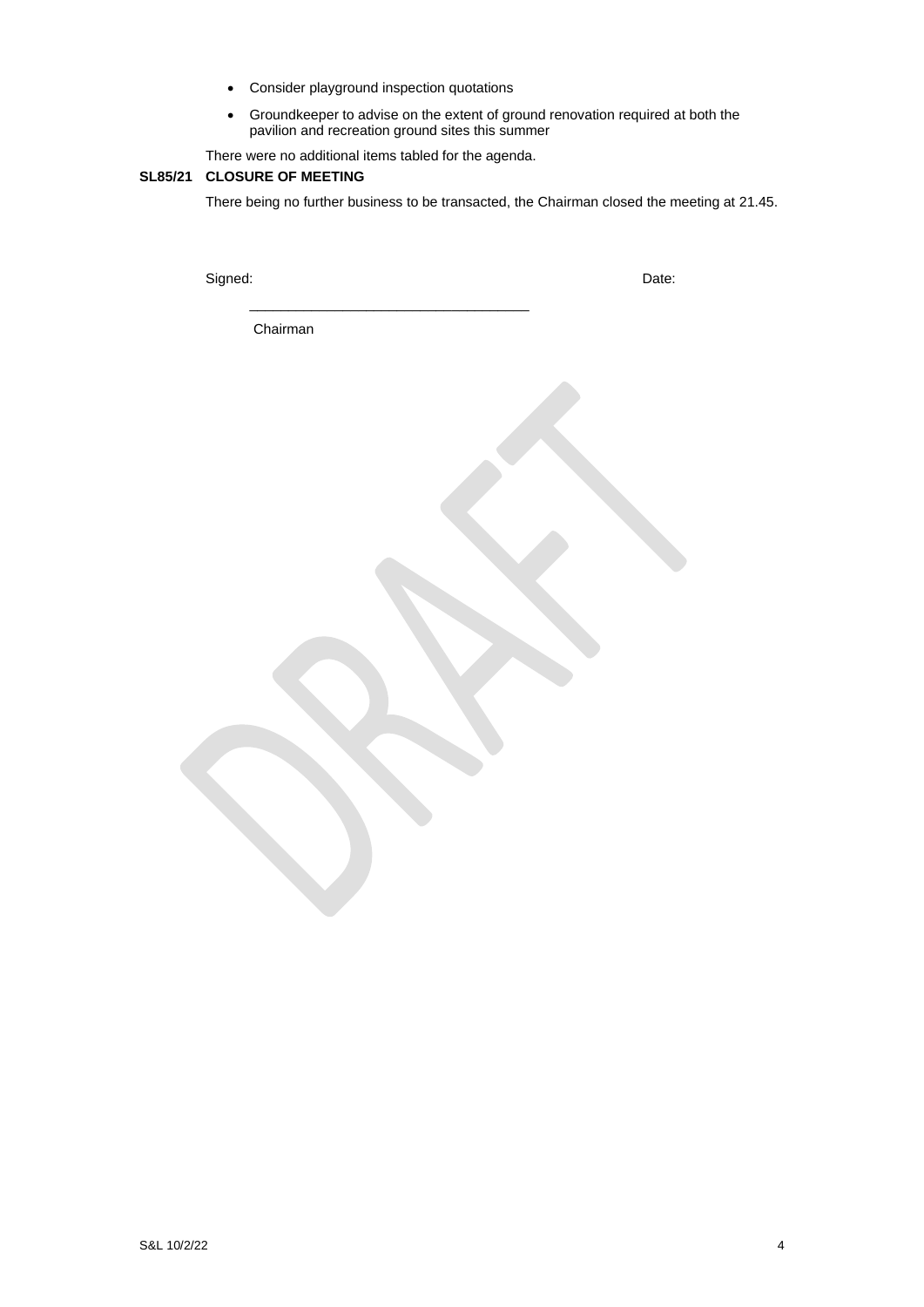- Consider playground inspection quotations
- Groundkeeper to advise on the extent of ground renovation required at both the pavilion and recreation ground sites this summer

There were no additional items tabled for the agenda.

**SL85/21 CLOSURE OF MEETING**

There being no further business to be transacted, the Chairman closed the meeting at 21.45.

Signed: ____________________________________ Date:

Chairman

DRAFT